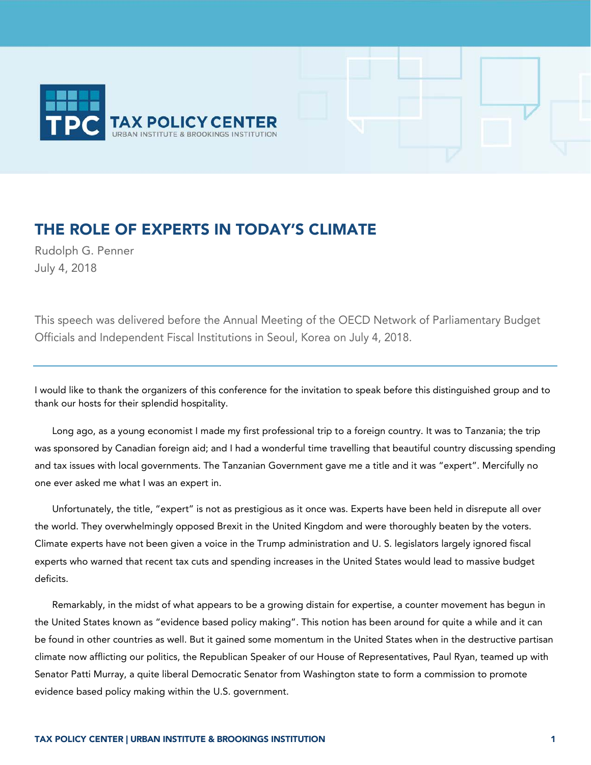TAX POLICY CENTER
URBAN INSTITUTE & BROOKINGS INSTITUTION

# THE ROLE OF EXPERTS IN TODAY'S CLIMATE

Rudolph G. Penner
July 4, 2018

This speech was delivered before the Annual Meeting of the OECD Network of Parliamentary Budget Officials and Independent Fiscal Institutions in Seoul, Korea on July 4, 2018.

---

I would like to thank the organizers of this conference for the invitation to speak before this distinguished group and to thank our hosts for their splendid hospitality.

Long ago, as a young economist I made my first professional trip to a foreign country. It was to Tanzania; the trip was sponsored by Canadian foreign aid; and I had a wonderful time travelling that beautiful country discussing spending and tax issues with local governments. The Tanzanian Government gave me a title and it was "expert". Mercifully no one ever asked me what I was an expert in.

Unfortunately, the title, "expert" is not as prestigious as it once was. Experts have been held in disrepute all over the world. They overwhelmingly opposed Brexit in the United Kingdom and were thoroughly beaten by the voters. Climate experts have not been given a voice in the Trump administration and U. S. legislators largely ignored fiscal experts who warned that recent tax cuts and spending increases in the United States would lead to massive budget deficits.

Remarkably, in the midst of what appears to be a growing distain for expertise, a counter movement has begun in the United States known as "evidence based policy making". This notion has been around for quite a while and it can be found in other countries as well. But it gained some momentum in the United States when in the destructive partisan climate now afflicting our politics, the Republican Speaker of our House of Representatives, Paul Ryan, teamed up with Senator Patti Murray, a quite liberal Democratic Senator from Washington state to form a commission to promote evidence based policy making within the U.S. government.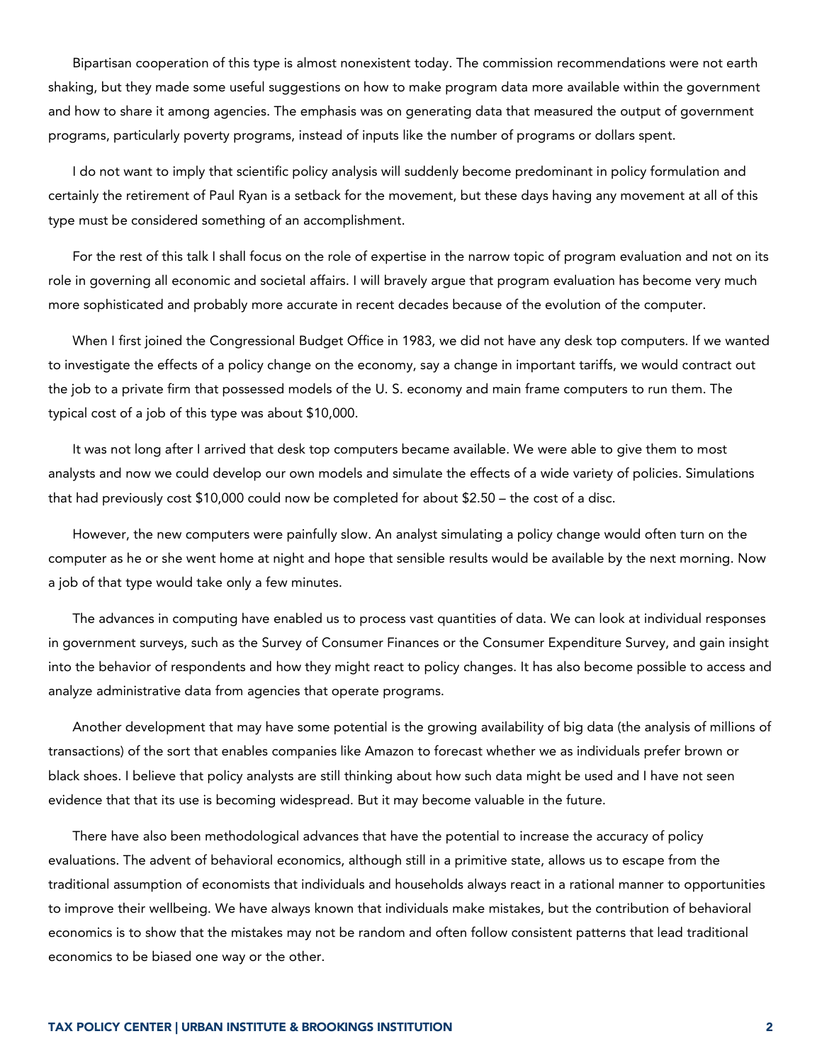Bipartisan cooperation of this type is almost nonexistent today. The commission recommendations were not earth shaking, but they made some useful suggestions on how to make program data more available within the government and how to share it among agencies. The emphasis was on generating data that measured the output of government programs, particularly poverty programs, instead of inputs like the number of programs or dollars spent.

I do not want to imply that scientific policy analysis will suddenly become predominant in policy formulation and certainly the retirement of Paul Ryan is a setback for the movement, but these days having any movement at all of this type must be considered something of an accomplishment.

For the rest of this talk I shall focus on the role of expertise in the narrow topic of program evaluation and not on its role in governing all economic and societal affairs. I will bravely argue that program evaluation has become very much more sophisticated and probably more accurate in recent decades because of the evolution of the computer.

When I first joined the Congressional Budget Office in 1983, we did not have any desk top computers. If we wanted to investigate the effects of a policy change on the economy, say a change in important tariffs, we would contract out the job to a private firm that possessed models of the U. S. economy and main frame computers to run them. The typical cost of a job of this type was about $10,000.

It was not long after I arrived that desk top computers became available. We were able to give them to most analysts and now we could develop our own models and simulate the effects of a wide variety of policies. Simulations that had previously cost $10,000 could now be completed for about $2.50 – the cost of a disc.

However, the new computers were painfully slow. An analyst simulating a policy change would often turn on the computer as he or she went home at night and hope that sensible results would be available by the next morning. Now a job of that type would take only a few minutes.

The advances in computing have enabled us to process vast quantities of data. We can look at individual responses in government surveys, such as the Survey of Consumer Finances or the Consumer Expenditure Survey, and gain insight into the behavior of respondents and how they might react to policy changes. It has also become possible to access and analyze administrative data from agencies that operate programs.

Another development that may have some potential is the growing availability of big data (the analysis of millions of transactions) of the sort that enables companies like Amazon to forecast whether we as individuals prefer brown or black shoes. I believe that policy analysts are still thinking about how such data might be used and I have not seen evidence that that its use is becoming widespread. But it may become valuable in the future.

There have also been methodological advances that have the potential to increase the accuracy of policy evaluations. The advent of behavioral economics, although still in a primitive state, allows us to escape from the traditional assumption of economists that individuals and households always react in a rational manner to opportunities to improve their wellbeing. We have always known that individuals make mistakes, but the contribution of behavioral economics is to show that the mistakes may not be random and often follow consistent patterns that lead traditional economics to be biased one way or the other.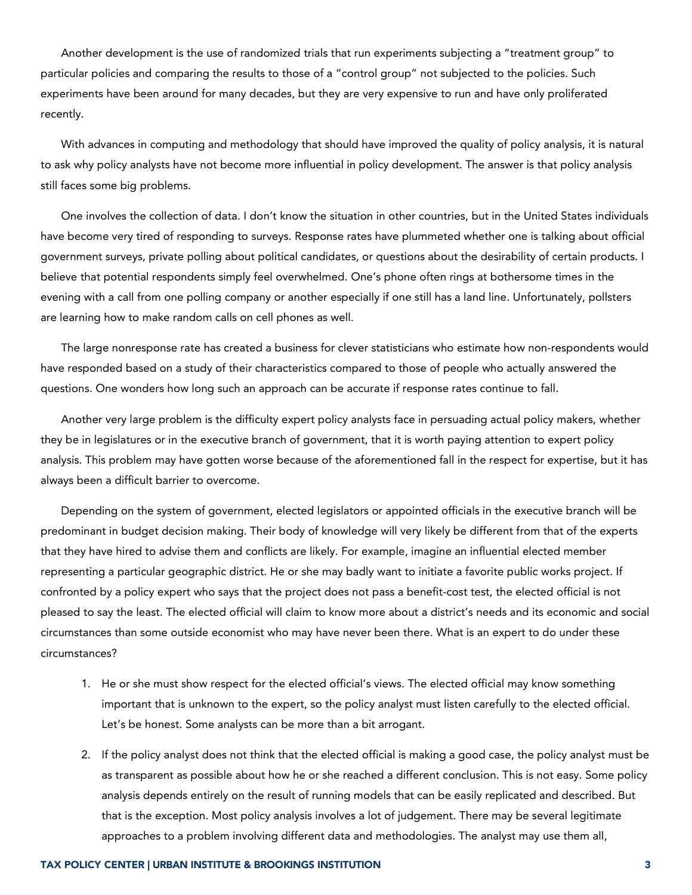Another development is the use of randomized trials that run experiments subjecting a "treatment group" to particular policies and comparing the results to those of a "control group" not subjected to the policies. Such experiments have been around for many decades, but they are very expensive to run and have only proliferated recently.

With advances in computing and methodology that should have improved the quality of policy analysis, it is natural to ask why policy analysts have not become more influential in policy development. The answer is that policy analysis still faces some big problems.

One involves the collection of data. I don't know the situation in other countries, but in the United States individuals have become very tired of responding to surveys. Response rates have plummeted whether one is talking about official government surveys, private polling about political candidates, or questions about the desirability of certain products. I believe that potential respondents simply feel overwhelmed. One's phone often rings at bothersome times in the evening with a call from one polling company or another especially if one still has a land line. Unfortunately, pollsters are learning how to make random calls on cell phones as well.

The large nonresponse rate has created a business for clever statisticians who estimate how non-respondents would have responded based on a study of their characteristics compared to those of people who actually answered the questions. One wonders how long such an approach can be accurate if response rates continue to fall.

Another very large problem is the difficulty expert policy analysts face in persuading actual policy makers, whether they be in legislatures or in the executive branch of government, that it is worth paying attention to expert policy analysis. This problem may have gotten worse because of the aforementioned fall in the respect for expertise, but it has always been a difficult barrier to overcome.

Depending on the system of government, elected legislators or appointed officials in the executive branch will be predominant in budget decision making. Their body of knowledge will very likely be different from that of the experts that they have hired to advise them and conflicts are likely. For example, imagine an influential elected member representing a particular geographic district. He or she may badly want to initiate a favorite public works project. If confronted by a policy expert who says that the project does not pass a benefit-cost test, the elected official is not pleased to say the least. The elected official will claim to know more about a district's needs and its economic and social circumstances than some outside economist who may have never been there. What is an expert to do under these circumstances?

1. He or she must show respect for the elected official's views. The elected official may know something important that is unknown to the expert, so the policy analyst must listen carefully to the elected official. Let's be honest. Some analysts can be more than a bit arrogant.

2. If the policy analyst does not think that the elected official is making a good case, the policy analyst must be as transparent as possible about how he or she reached a different conclusion. This is not easy. Some policy analysis depends entirely on the result of running models that can be easily replicated and described. But that is the exception. Most policy analysis involves a lot of judgement. There may be several legitimate approaches to a problem involving different data and methodologies. The analyst may use them all,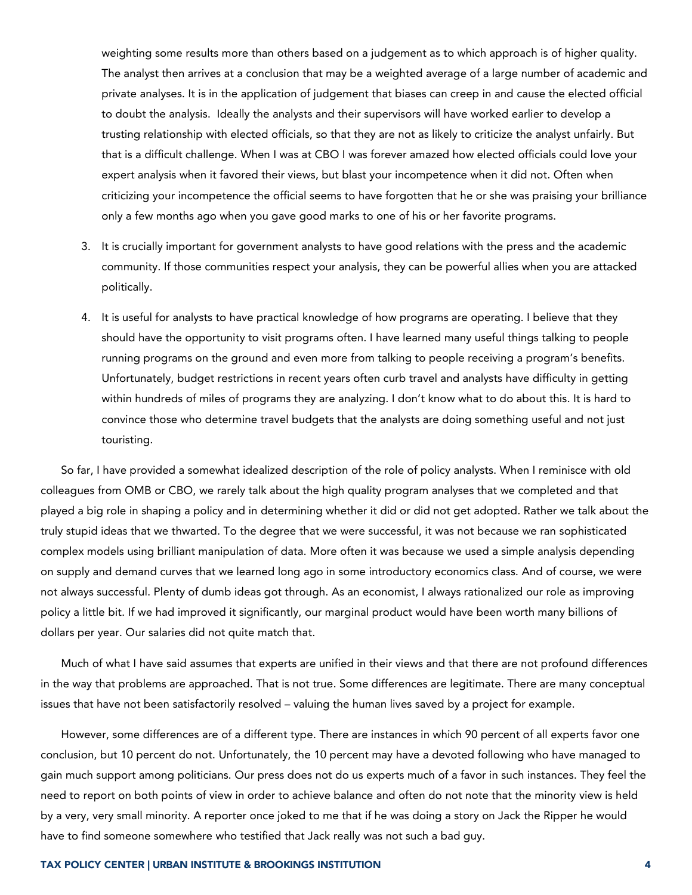weighting some results more than others based on a judgement as to which approach is of higher quality. The analyst then arrives at a conclusion that may be a weighted average of a large number of academic and private analyses. It is in the application of judgement that biases can creep in and cause the elected official to doubt the analysis. Ideally the analysts and their supervisors will have worked earlier to develop a trusting relationship with elected officials, so that they are not as likely to criticize the analyst unfairly. But that is a difficult challenge. When I was at CBO I was forever amazed how elected officials could love your expert analysis when it favored their views, but blast your incompetence when it did not. Often when criticizing your incompetence the official seems to have forgotten that he or she was praising your brilliance only a few months ago when you gave good marks to one of his or her favorite programs.

3. It is crucially important for government analysts to have good relations with the press and the academic community. If those communities respect your analysis, they can be powerful allies when you are attacked politically.

4. It is useful for analysts to have practical knowledge of how programs are operating. I believe that they should have the opportunity to visit programs often. I have learned many useful things talking to people running programs on the ground and even more from talking to people receiving a program's benefits. Unfortunately, budget restrictions in recent years often curb travel and analysts have difficulty in getting within hundreds of miles of programs they are analyzing. I don't know what to do about this. It is hard to convince those who determine travel budgets that the analysts are doing something useful and not just touristing.

So far, I have provided a somewhat idealized description of the role of policy analysts. When I reminisce with old colleagues from OMB or CBO, we rarely talk about the high quality program analyses that we completed and that played a big role in shaping a policy and in determining whether it did or did not get adopted. Rather we talk about the truly stupid ideas that we thwarted. To the degree that we were successful, it was not because we ran sophisticated complex models using brilliant manipulation of data. More often it was because we used a simple analysis depending on supply and demand curves that we learned long ago in some introductory economics class. And of course, we were not always successful. Plenty of dumb ideas got through. As an economist, I always rationalized our role as improving policy a little bit. If we had improved it significantly, our marginal product would have been worth many billions of dollars per year. Our salaries did not quite match that.

Much of what I have said assumes that experts are unified in their views and that there are not profound differences in the way that problems are approached. That is not true. Some differences are legitimate. There are many conceptual issues that have not been satisfactorily resolved – valuing the human lives saved by a project for example.

However, some differences are of a different type. There are instances in which 90 percent of all experts favor one conclusion, but 10 percent do not. Unfortunately, the 10 percent may have a devoted following who have managed to gain much support among politicians. Our press does not do us experts much of a favor in such instances. They feel the need to report on both points of view in order to achieve balance and often do not note that the minority view is held by a very, very small minority. A reporter once joked to me that if he was doing a story on Jack the Ripper he would have to find someone somewhere who testified that Jack really was not such a bad guy.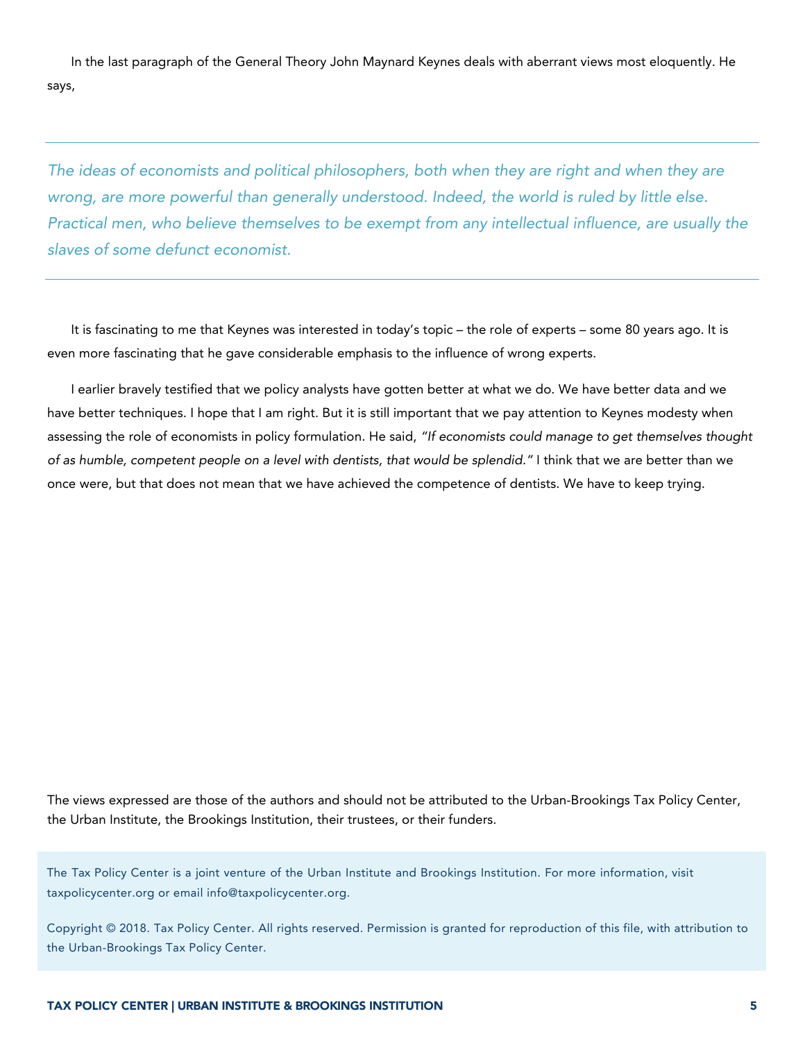In the last paragraph of the General Theory John Maynard Keynes deals with aberrant views most eloquently. He says,

> *The ideas of economists and political philosophers, both when they are right and when they are wrong, are more powerful than generally understood. Indeed, the world is ruled by little else. Practical men, who believe themselves to be exempt from any intellectual influence, are usually the slaves of some defunct economist.*

It is fascinating to me that Keynes was interested in today's topic – the role of experts – some 80 years ago. It is even more fascinating that he gave considerable emphasis to the influence of wrong experts.

I earlier bravely testified that we policy analysts have gotten better at what we do. We have better data and we have better techniques. I hope that I am right. But it is still important that we pay attention to Keynes modesty when assessing the role of economists in policy formulation. He said, *"If economists could manage to get themselves thought of as humble, competent people on a level with dentists, that would be splendid."* I think that we are better than we once were, but that does not mean that we have achieved the competence of dentists. We have to keep trying.

The views expressed are those of the authors and should not be attributed to the Urban-Brookings Tax Policy Center, the Urban Institute, the Brookings Institution, their trustees, or their funders.

The Tax Policy Center is a joint venture of the Urban Institute and Brookings Institution. For more information, visit taxpolicycenter.org or email info@taxpolicycenter.org.

Copyright © 2018. Tax Policy Center. All rights reserved. Permission is granted for reproduction of this file, with attribution to the Urban-Brookings Tax Policy Center.